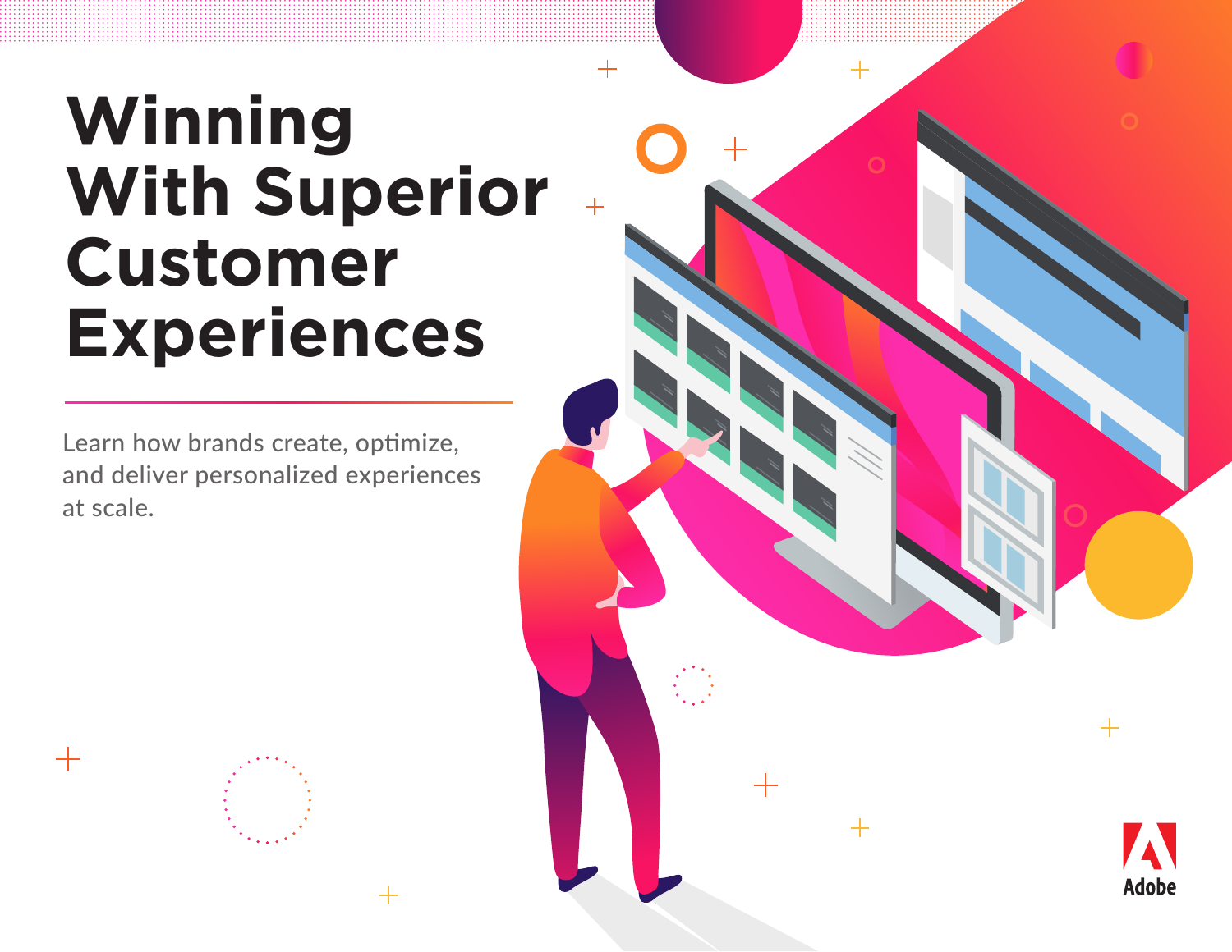# Winning With Superior Customer Experiences

Learn how brands create, optimize, and deliver personalized experiences at scale.

Adobe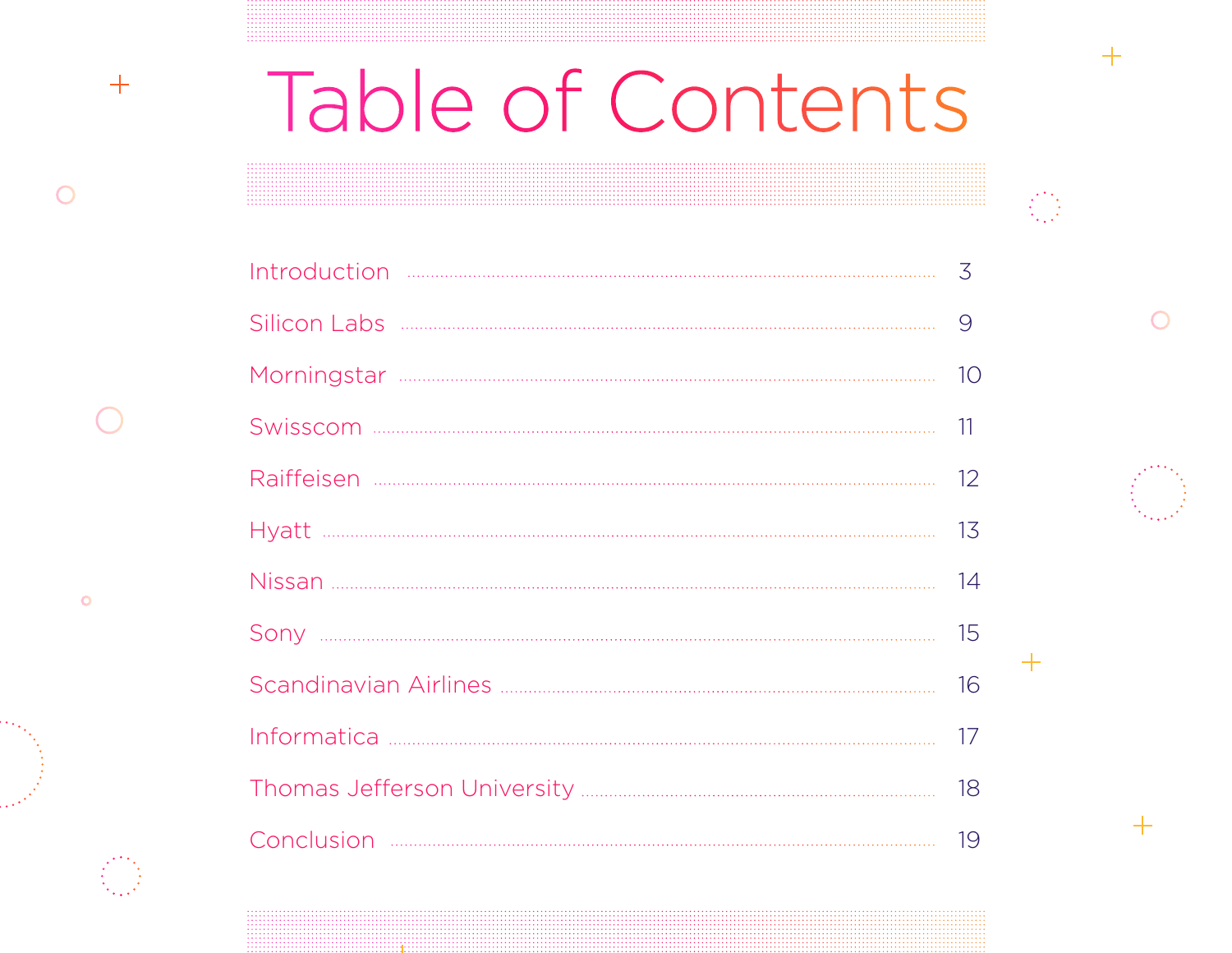# Table of Contents

| | |
|---|---|
| Introduction | 3 |
| Silicon Labs | 9 |
| Morningstar | 10 |
| Swisscom | 11 |
| Raiffeisen | 12 |
| Hyatt | 13 |
| Nissan | 14 |
| Sony | 15 |
| Scandinavian Airlines | 16 |
| Informatica | 17 |
| Thomas Jefferson University | 18 |
| Conclusion | 19 |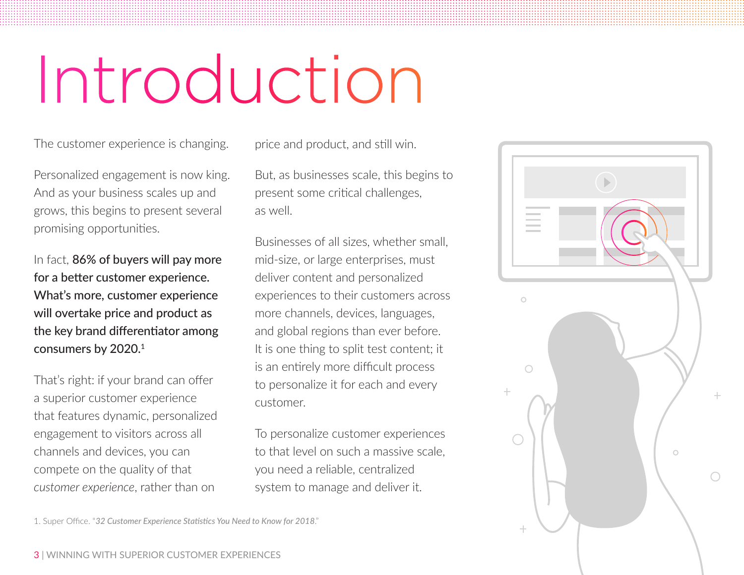# Introduction

The customer experience is changing.

Personalized engagement is now king. And as your business scales up and grows, this begins to present several promising opportunities.

In fact, **86% of buyers will pay more for a better customer experience. What's more, customer experience will overtake price and product as the key brand differentiator among consumers by 2020.**[1]

That's right: if your brand can offer a superior customer experience that features dynamic, personalized engagement to visitors across all channels and devices, you can compete on the quality of that *customer experience*, rather than on price and product, and still win.

But, as businesses scale, this begins to present some critical challenges, as well.

Businesses of all sizes, whether small, mid-size, or large enterprises, must deliver content and personalized experiences to their customers across more channels, devices, languages, and global regions than ever before. It is one thing to split test content; it is an entirely more difficult process to personalize it for each and every customer.

To personalize customer experiences to that level on such a massive scale, you need a reliable, centralized system to manage and deliver it.

1. Super Office. "*32 Customer Experience Statistics You Need to Know for 2018*."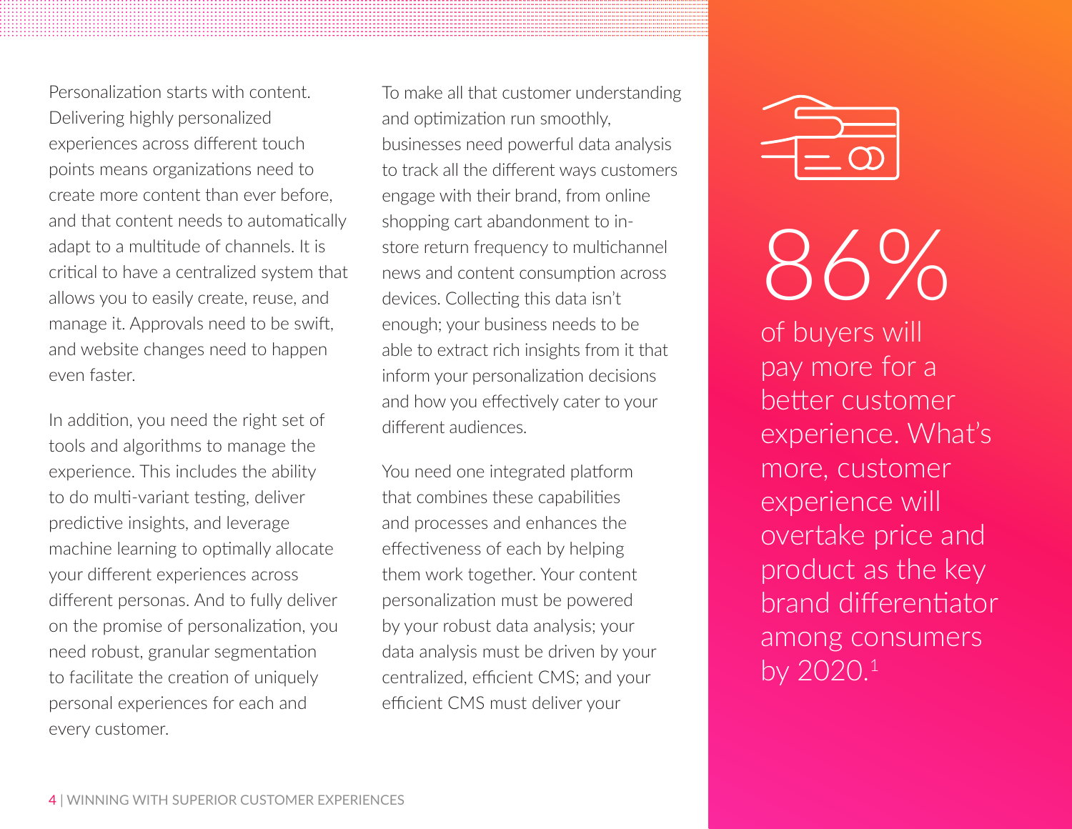Personalization starts with content. Delivering highly personalized experiences across different touch points means organizations need to create more content than ever before, and that content needs to automatically adapt to a multitude of channels. It is critical to have a centralized system that allows you to easily create, reuse, and manage it. Approvals need to be swift, and website changes need to happen even faster.

In addition, you need the right set of tools and algorithms to manage the experience. This includes the ability to do multi-variant testing, deliver predictive insights, and leverage machine learning to optimally allocate your different experiences across different personas. And to fully deliver on the promise of personalization, you need robust, granular segmentation to facilitate the creation of uniquely personal experiences for each and every customer.

To make all that customer understanding and optimization run smoothly, businesses need powerful data analysis to track all the different ways customers engage with their brand, from online shopping cart abandonment to in-store return frequency to multichannel news and content consumption across devices. Collecting this data isn't enough; your business needs to be able to extract rich insights from it that inform your personalization decisions and how you effectively cater to your different audiences.

You need one integrated platform that combines these capabilities and processes and enhances the effectiveness of each by helping them work together. Your content personalization must be powered by your robust data analysis; your data analysis must be driven by your centralized, efficient CMS; and your efficient CMS must deliver your

86%

of buyers will pay more for a better customer experience. What's more, customer experience will overtake price and product as the key brand differentiator among consumers by 2020.[1]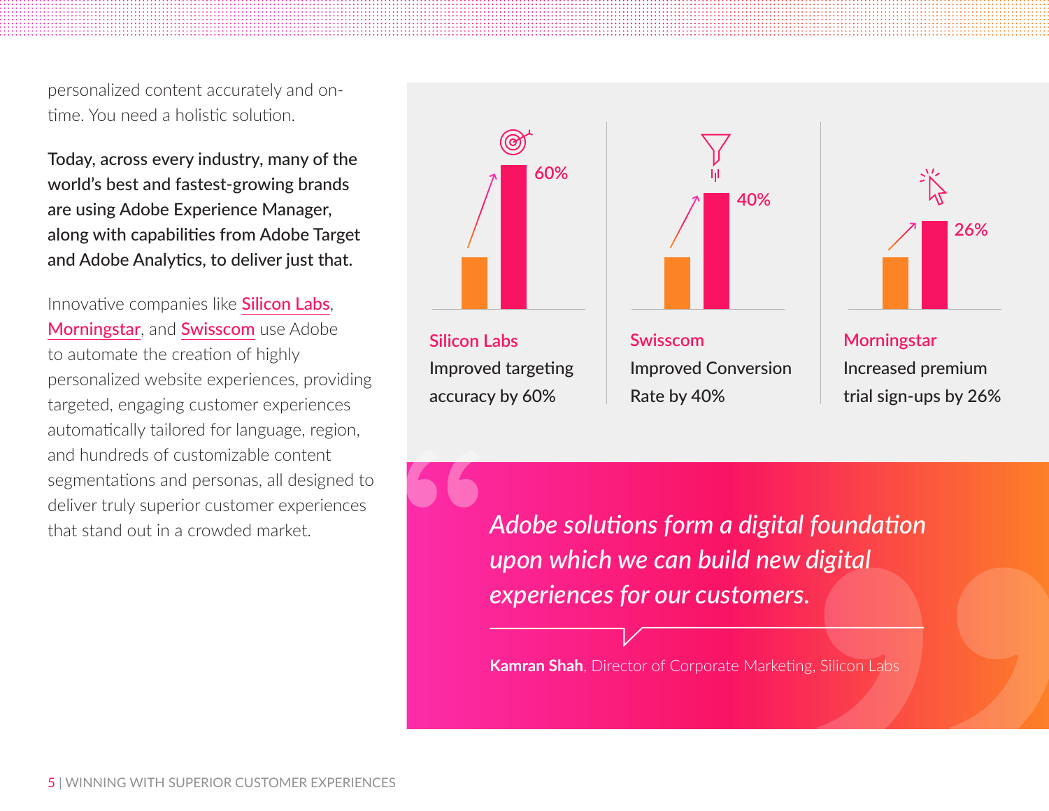personalized content accurately and on-time. You need a holistic solution.

**Today, across every industry, many of the world's best and fastest-growing brands are using Adobe Experience Manager, along with capabilities from Adobe Target and Adobe Analytics, to deliver just that.**

Innovative companies like Silicon Labs, Morningstar, and Swisscom use Adobe to automate the creation of highly personalized website experiences, providing targeted, engaging customer experiences automatically tailored for language, region, and hundreds of customizable content segmentations and personas, all designed to deliver truly superior customer experiences that stand out in a crowded market.

60%

**Silicon Labs**
Improved targeting accuracy by 60%

40%

**Swisscom**
Improved Conversion Rate by 40%

26%

**Morningstar**
Increased premium trial sign-ups by 26%

> *Adobe solutions form a digital foundation upon which we can build new digital experiences for our customers.*
>
> **Kamran Shah**, Director of Corporate Marketing, Silicon Labs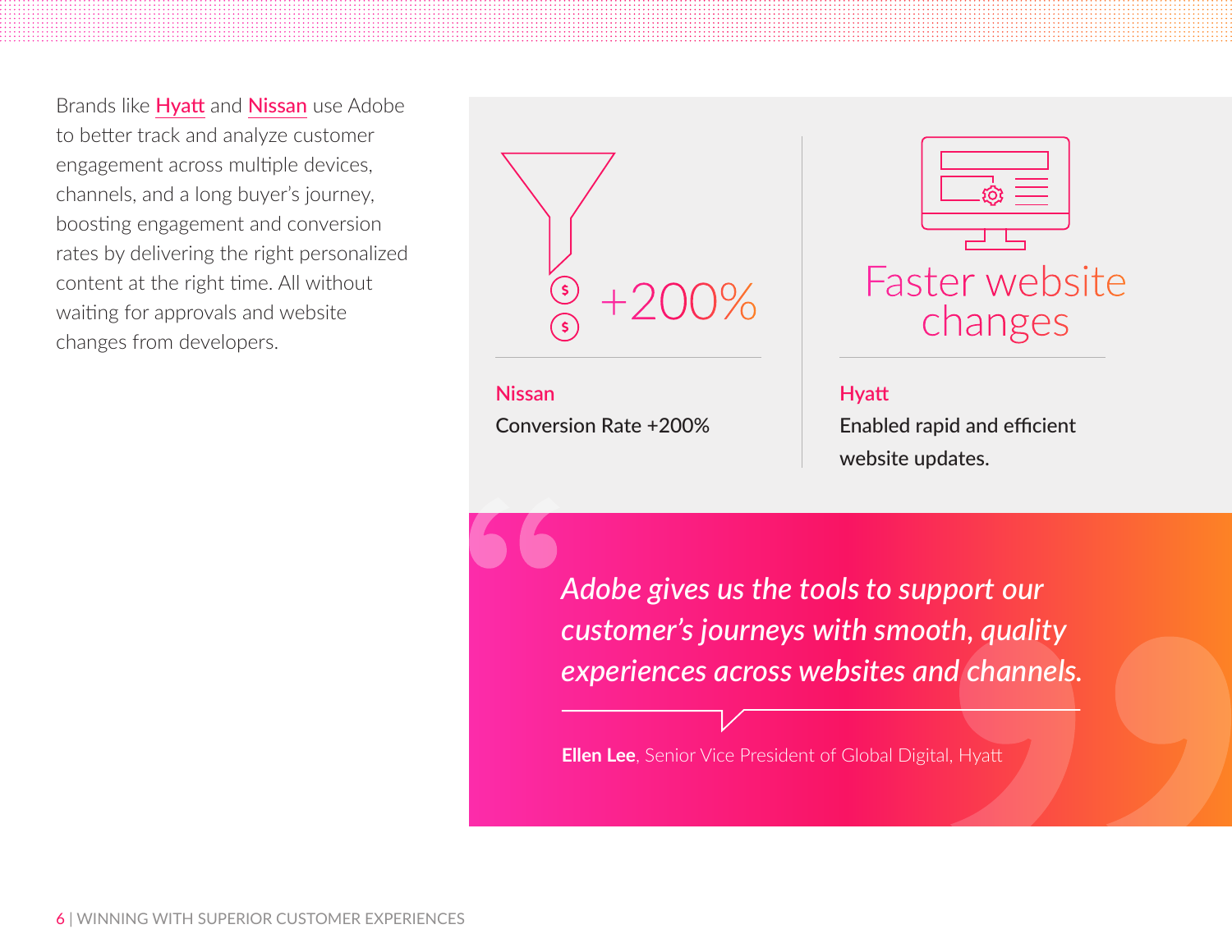Brands like Hyatt and Nissan use Adobe to better track and analyze customer engagement across multiple devices, channels, and a long buyer's journey, boosting engagement and conversion rates by delivering the right personalized content at the right time. All without waiting for approvals and website changes from developers.

+200%

**Nissan**

Conversion Rate +200%

Faster website changes

**Hyatt**

Enabled rapid and efficient website updates.

> *Adobe gives us the tools to support our customer's journeys with smooth, quality experiences across websites and channels.*
>
> **Ellen Lee**, Senior Vice President of Global Digital, Hyatt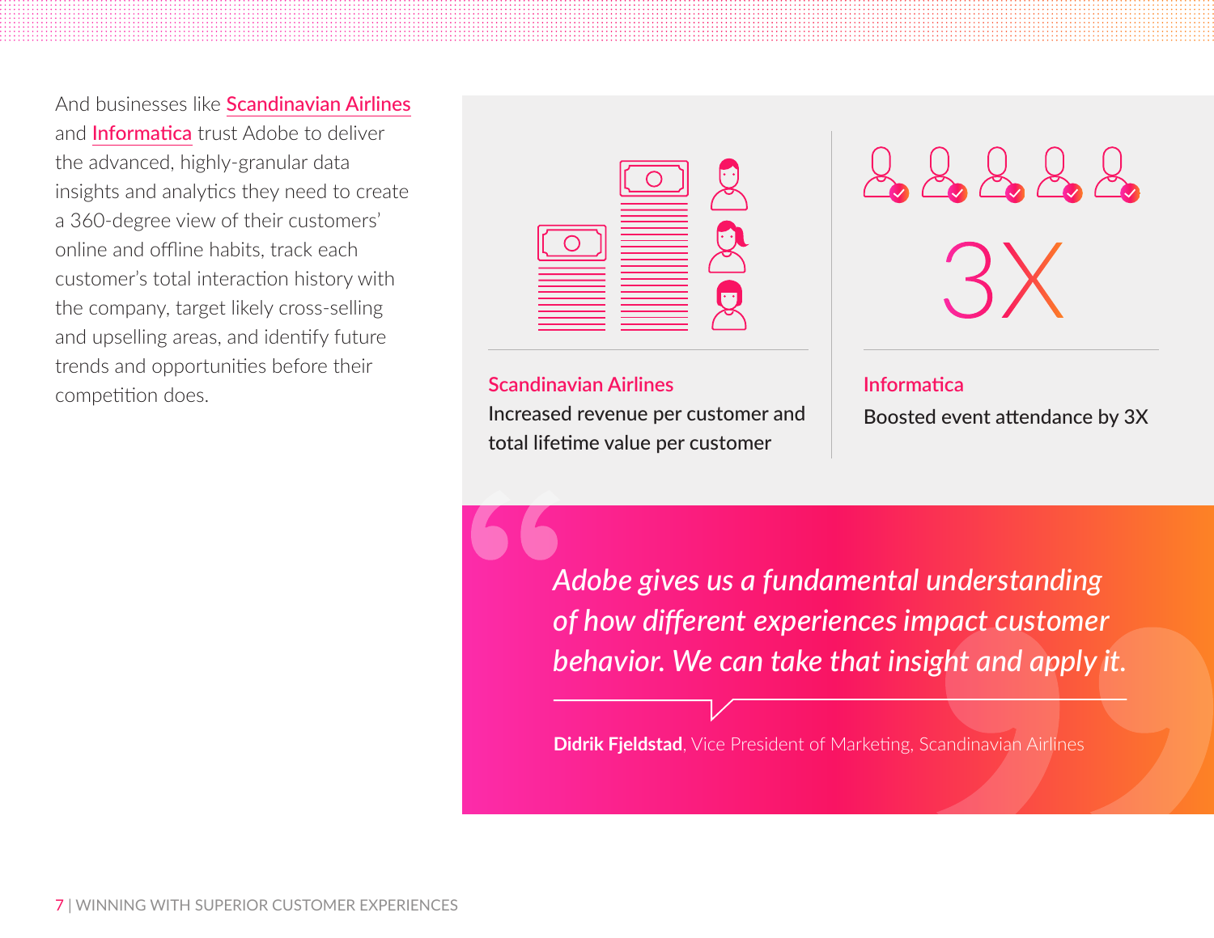And businesses like **Scandinavian Airlines** and **Informatica** trust Adobe to deliver the advanced, highly-granular data insights and analytics they need to create a 360-degree view of their customers' online and offline habits, track each customer's total interaction history with the company, target likely cross-selling and upselling areas, and identify future trends and opportunities before their competition does.

**Scandinavian Airlines**
Increased revenue per customer and total lifetime value per customer

3X

**Informatica**
Boosted event attendance by 3X

> *Adobe gives us a fundamental understanding of how different experiences impact customer behavior. We can take that insight and apply it.*
>
> **Didrik Fjeldstad**, Vice President of Marketing, Scandinavian Airlines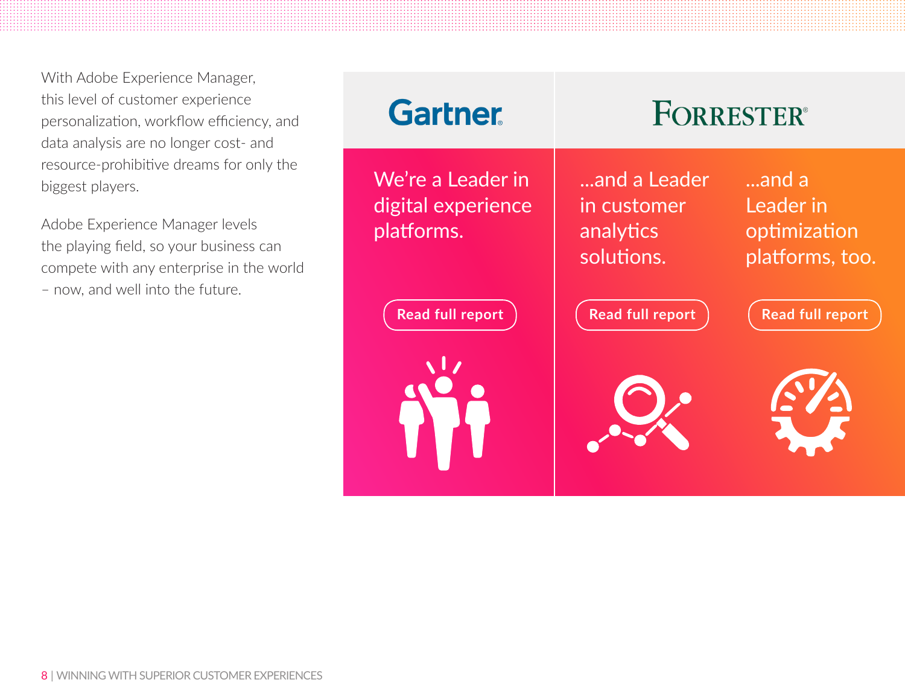With Adobe Experience Manager, this level of customer experience personalization, workflow efficiency, and data analysis are no longer cost- and resource-prohibitive dreams for only the biggest players.

Adobe Experience Manager levels the playing field, so your business can compete with any enterprise in the world – now, and well into the future.

Gartner

We're a Leader in digital experience platforms.

Read full report

FORRESTER

...and a Leader in customer analytics solutions.

Read full report

...and a Leader in optimization platforms, too.

Read full report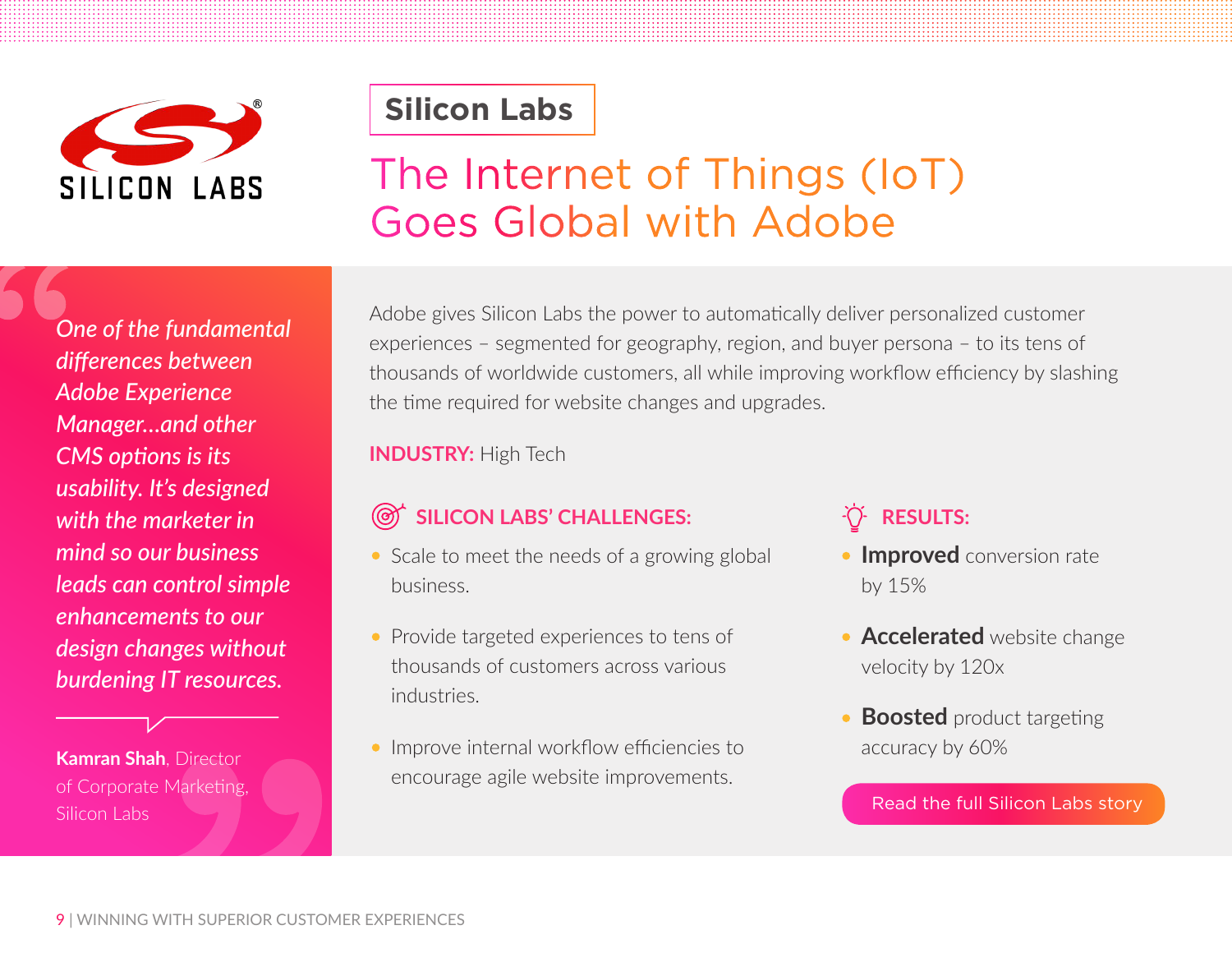## Silicon Labs

# The Internet of Things (IoT) Goes Global with Adobe

*One of the fundamental differences between Adobe Experience Manager...and other CMS options is its usability. It's designed with the marketer in mind so our business leads can control simple enhancements to our design changes without burdening IT resources.*

**Kamran Shah**, Director of Corporate Marketing, Silicon Labs

Adobe gives Silicon Labs the power to automatically deliver personalized customer experiences – segmented for geography, region, and buyer persona – to its tens of thousands of worldwide customers, all while improving workflow efficiency by slashing the time required for website changes and upgrades.

**INDUSTRY:** High Tech

### SILICON LABS' CHALLENGES:

- Scale to meet the needs of a growing global business.
- Provide targeted experiences to tens of thousands of customers across various industries.
- Improve internal workflow efficiencies to encourage agile website improvements.

### RESULTS:

- **Improved** conversion rate by 15%
- **Accelerated** website change velocity by 120x
- **Boosted** product targeting accuracy by 60%

Read the full Silicon Labs story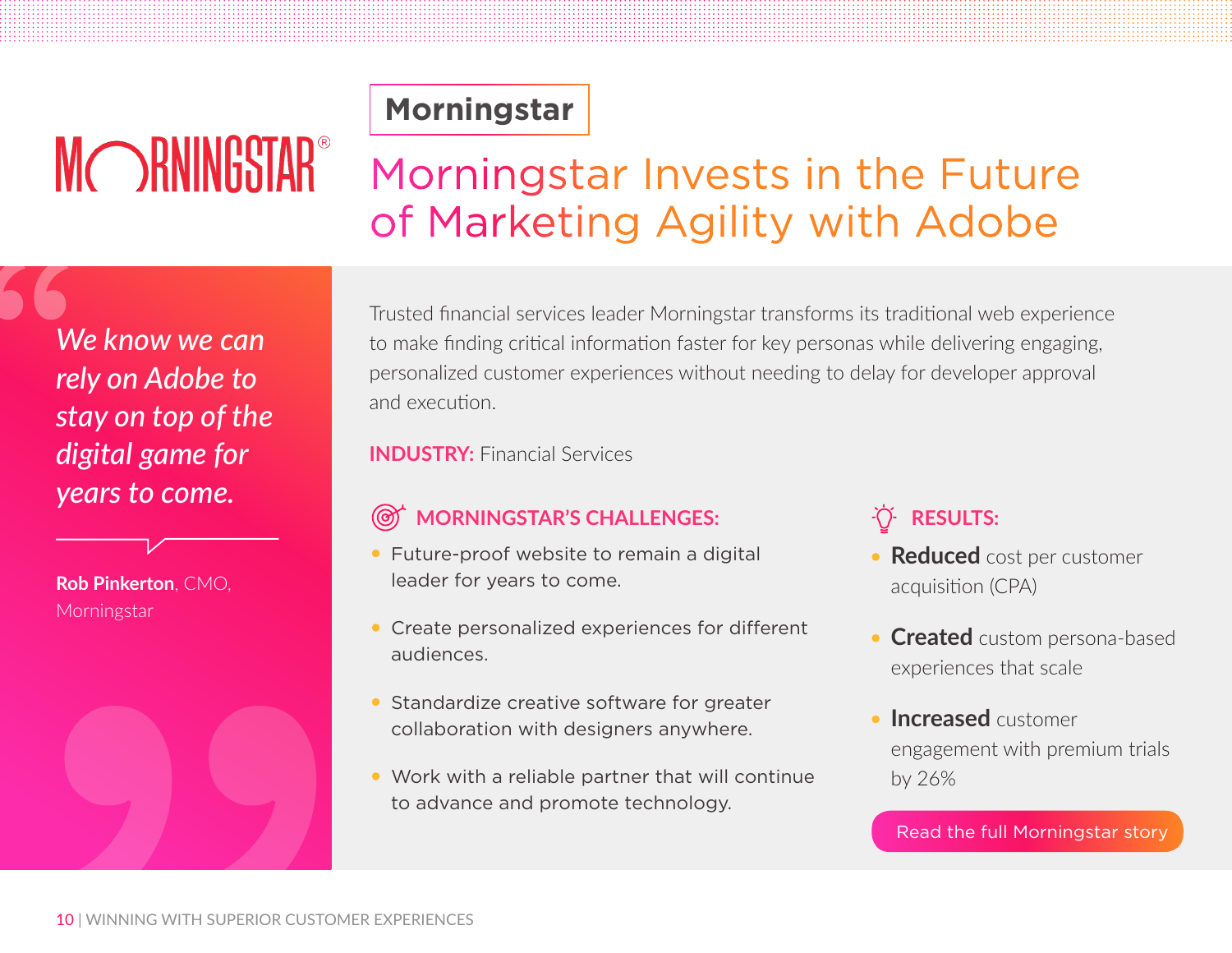**Morningstar**

# Morningstar Invests in the Future of Marketing Agility with Adobe

> *We know we can rely on Adobe to stay on top of the digital game for years to come.*
>
> **Rob Pinkerton**, CMO, Morningstar

Trusted financial services leader Morningstar transforms its traditional web experience to make finding critical information faster for key personas while delivering engaging, personalized customer experiences without needing to delay for developer approval and execution.

**INDUSTRY:** Financial Services

### MORNINGSTAR'S CHALLENGES:

- Future-proof website to remain a digital leader for years to come.
- Create personalized experiences for different audiences.
- Standardize creative software for greater collaboration with designers anywhere.
- Work with a reliable partner that will continue to advance and promote technology.

### RESULTS:

- **Reduced** cost per customer acquisition (CPA)
- **Created** custom persona-based experiences that scale
- **Increased** customer engagement with premium trials by 26%

Read the full Morningstar story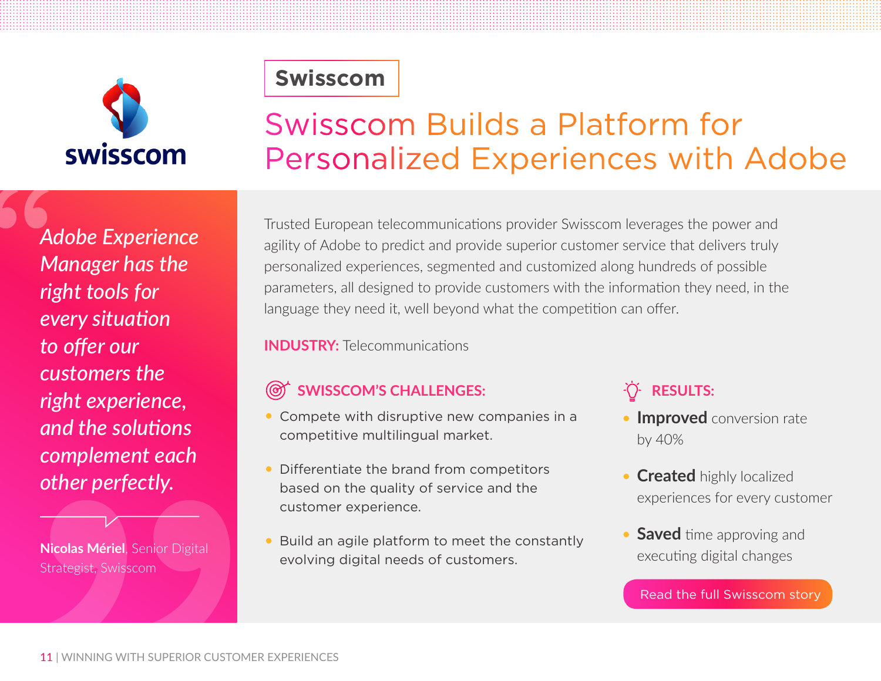## Swisscom

# Swisscom Builds a Platform for Personalized Experiences with Adobe

> *Adobe Experience Manager has the right tools for every situation to offer our customers the right experience, and the solutions complement each other perfectly.*
>
> **Nicolas Mériel**, Senior Digital Strategist, Swisscom

Trusted European telecommunications provider Swisscom leverages the power and agility of Adobe to predict and provide superior customer service that delivers truly personalized experiences, segmented and customized along hundreds of possible parameters, all designed to provide customers with the information they need, in the language they need it, well beyond what the competition can offer.

**INDUSTRY:** Telecommunications

### SWISSCOM'S CHALLENGES:

- Compete with disruptive new companies in a competitive multilingual market.
- Differentiate the brand from competitors based on the quality of service and the customer experience.
- Build an agile platform to meet the constantly evolving digital needs of customers.

### RESULTS:

- **Improved** conversion rate by 40%
- **Created** highly localized experiences for every customer
- **Saved** time approving and executing digital changes

Read the full Swisscom story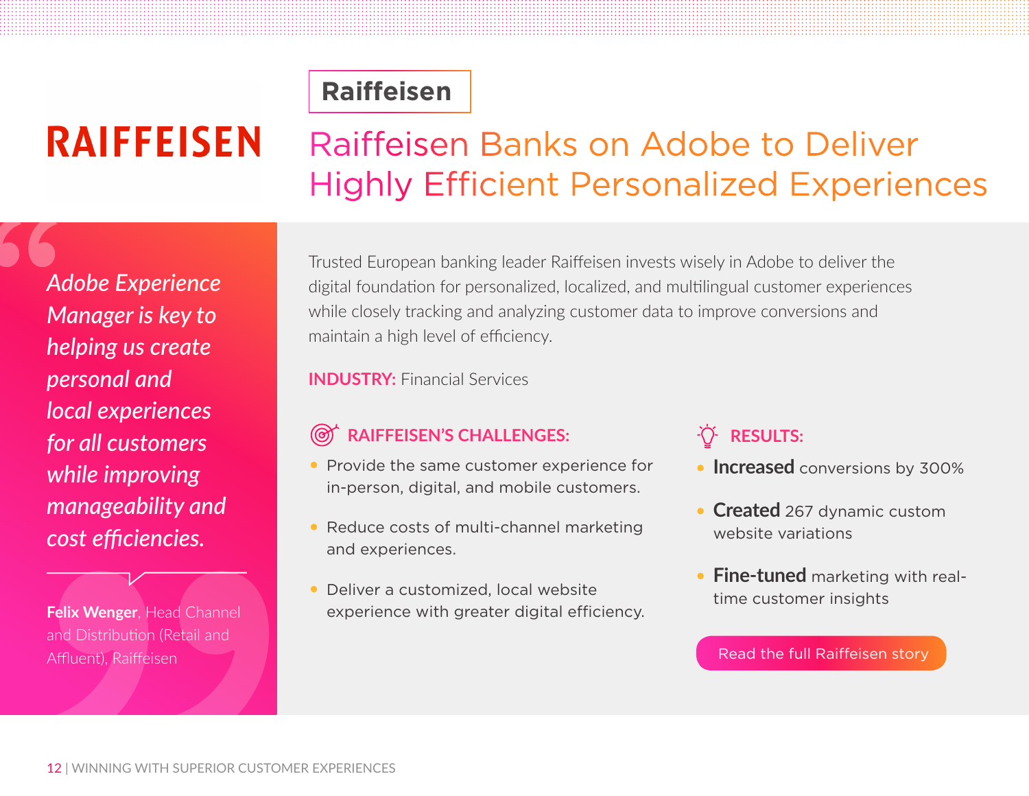RAIFFEISEN

**Raiffeisen**

# Raiffeisen Banks on Adobe to Deliver Highly Efficient Personalized Experiences

> *Adobe Experience Manager is key to helping us create personal and local experiences for all customers while improving manageability and cost efficiencies.*
>
> **Felix Wenger**, Head Channel and Distribution (Retail and Affluent), Raiffeisen

Trusted European banking leader Raiffeisen invests wisely in Adobe to deliver the digital foundation for personalized, localized, and multilingual customer experiences while closely tracking and analyzing customer data to improve conversions and maintain a high level of efficiency.

**INDUSTRY:** Financial Services

### RAIFFEISEN'S CHALLENGES:

- Provide the same customer experience for in-person, digital, and mobile customers.
- Reduce costs of multi-channel marketing and experiences.
- Deliver a customized, local website experience with greater digital efficiency.

### RESULTS:

- **Increased** conversions by 300%
- **Created** 267 dynamic custom website variations
- **Fine-tuned** marketing with real-time customer insights

Read the full Raiffeisen story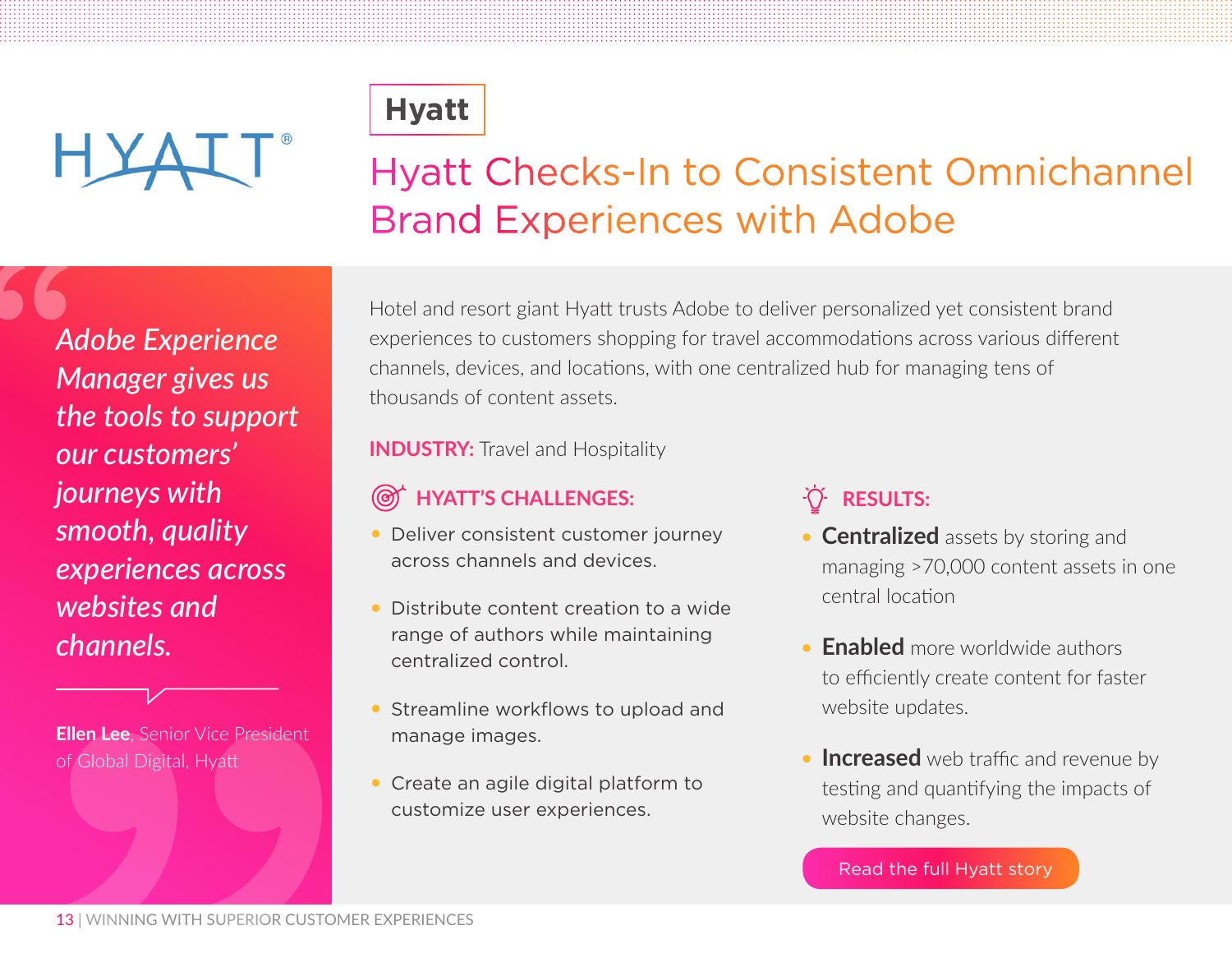HYATT®

**Hyatt**

# Hyatt Checks-In to Consistent Omnichannel Brand Experiences with Adobe

> *Adobe Experience Manager gives us the tools to support our customers' journeys with smooth, quality experiences across websites and channels.*
>
> **Ellen Lee**, Senior Vice President of Global Digital, Hyatt

Hotel and resort giant Hyatt trusts Adobe to deliver personalized yet consistent brand experiences to customers shopping for travel accommodations across various different channels, devices, and locations, with one centralized hub for managing tens of thousands of content assets.

**INDUSTRY:** Travel and Hospitality

### HYATT'S CHALLENGES:

- Deliver consistent customer journey across channels and devices.
- Distribute content creation to a wide range of authors while maintaining centralized control.
- Streamline workflows to upload and manage images.
- Create an agile digital platform to customize user experiences.

### RESULTS:

- **Centralized** assets by storing and managing >70,000 content assets in one central location
- **Enabled** more worldwide authors to efficiently create content for faster website updates.
- **Increased** web traffic and revenue by testing and quantifying the impacts of website changes.

Read the full Hyatt story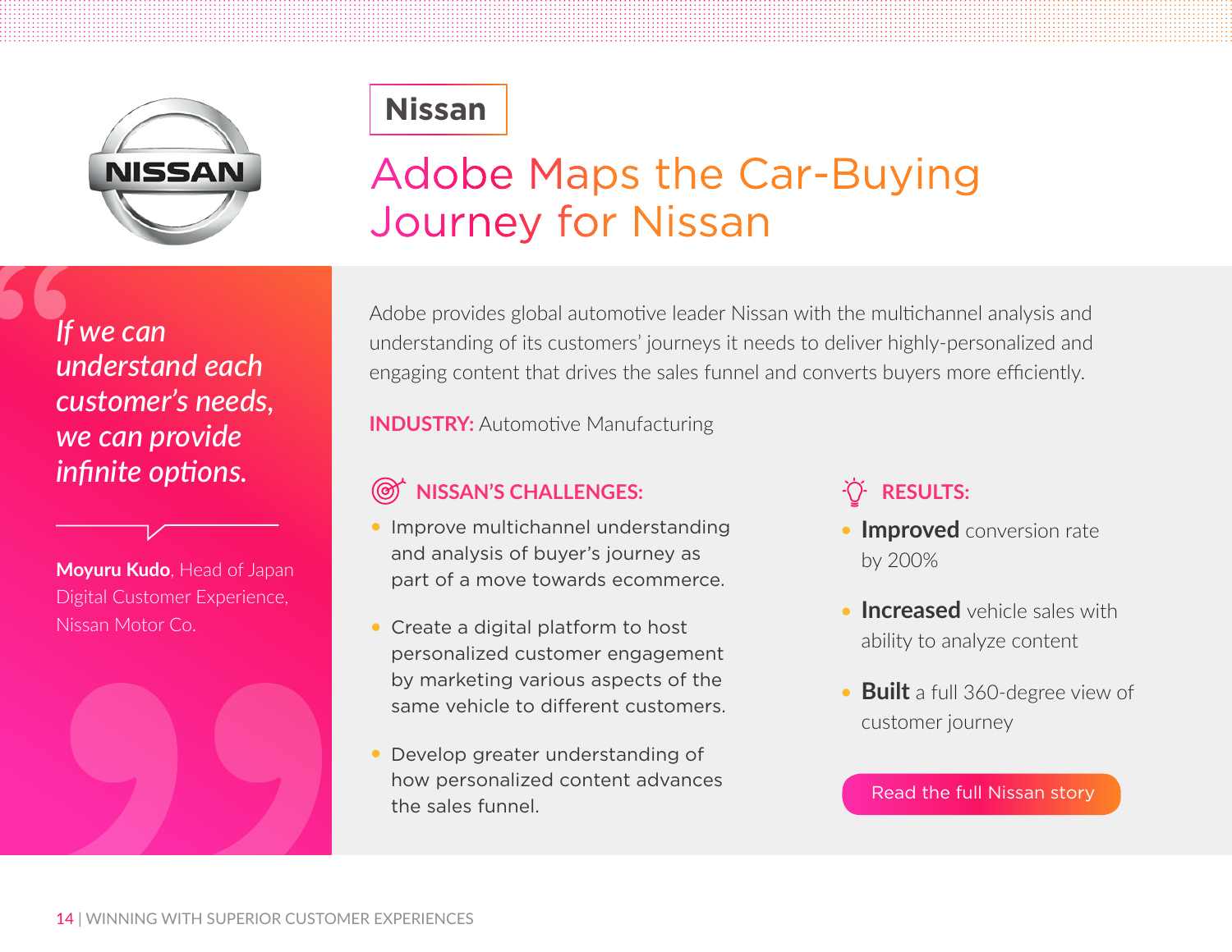## Nissan

# Adobe Maps the Car-Buying Journey for Nissan

*If we can understand each customer's needs, we can provide infinite options.*

**Moyuru Kudo**, Head of Japan Digital Customer Experience, Nissan Motor Co.

Adobe provides global automotive leader Nissan with the multichannel analysis and understanding of its customers' journeys it needs to deliver highly-personalized and engaging content that drives the sales funnel and converts buyers more efficiently.

**INDUSTRY:** Automotive Manufacturing

### NISSAN'S CHALLENGES:

- Improve multichannel understanding and analysis of buyer's journey as part of a move towards ecommerce.
- Create a digital platform to host personalized customer engagement by marketing various aspects of the same vehicle to different customers.
- Develop greater understanding of how personalized content advances the sales funnel.

### RESULTS:

- **Improved** conversion rate by 200%
- **Increased** vehicle sales with ability to analyze content
- **Built** a full 360-degree view of customer journey

Read the full Nissan story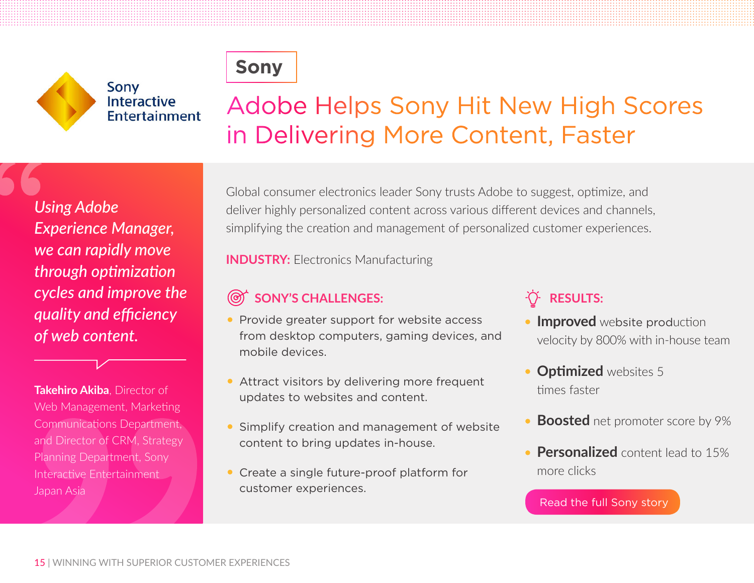Sony Interactive Entertainment

**Sony**

# Adobe Helps Sony Hit New High Scores in Delivering More Content, Faster

> *Using Adobe Experience Manager, we can rapidly move through optimization cycles and improve the quality and efficiency of web content.*
>
> **Takehiro Akiba**, Director of Web Management, Marketing Communications Department, and Director of CRM, Strategy Planning Department, Sony Interactive Entertainment Japan Asia

Global consumer electronics leader Sony trusts Adobe to suggest, optimize, and deliver highly personalized content across various different devices and channels, simplifying the creation and management of personalized customer experiences.

**INDUSTRY:** Electronics Manufacturing

## SONY'S CHALLENGES:

- Provide greater support for website access from desktop computers, gaming devices, and mobile devices.
- Attract visitors by delivering more frequent updates to websites and content.
- Simplify creation and management of website content to bring updates in-house.
- Create a single future-proof platform for customer experiences.

## RESULTS:

- **Improved** website production velocity by 800% with in-house team
- **Optimized** websites 5 times faster
- **Boosted** net promoter score by 9%
- **Personalized** content lead to 15% more clicks

Read the full Sony story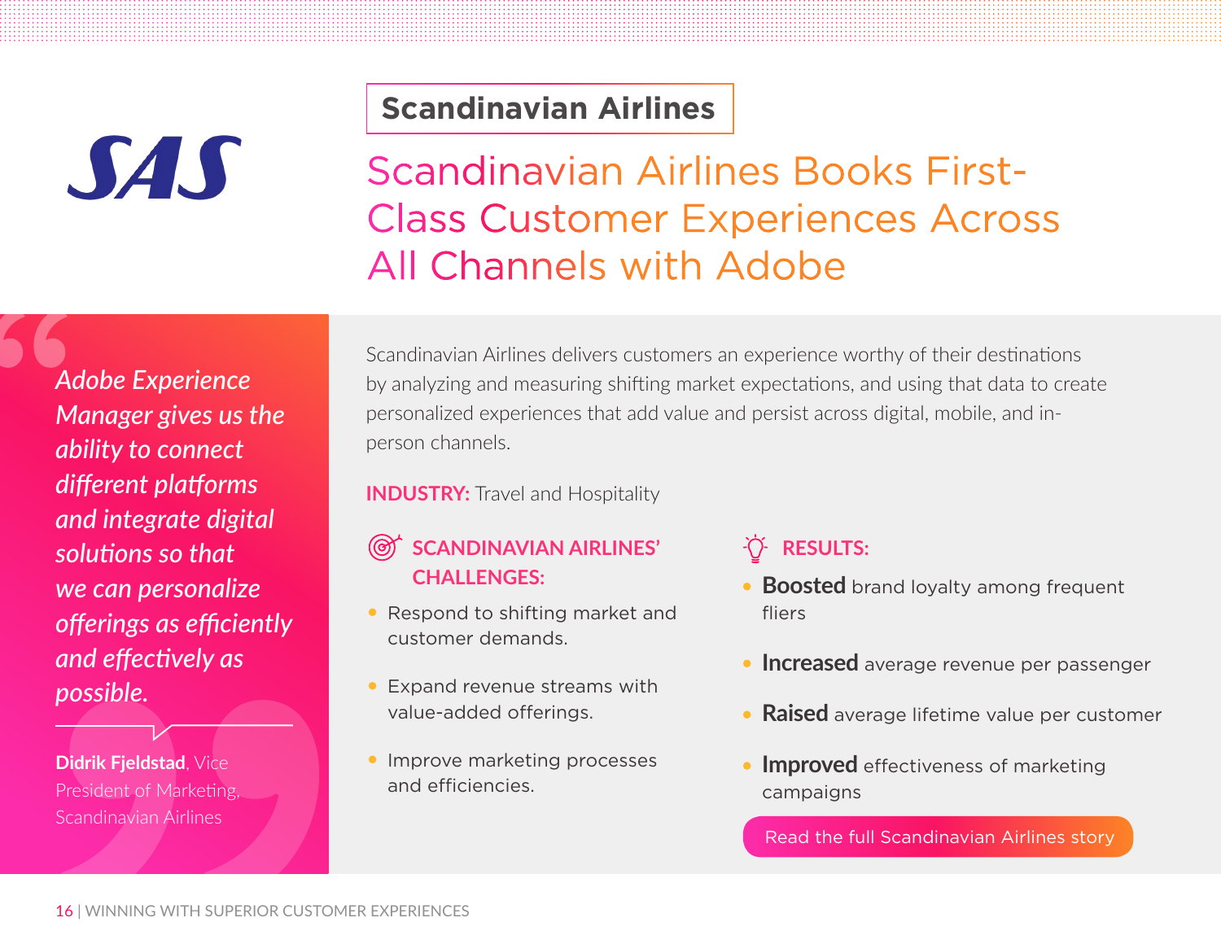SAS

## Scandinavian Airlines

# Scandinavian Airlines Books First-Class Customer Experiences Across All Channels with Adobe

*Adobe Experience Manager gives us the ability to connect different platforms and integrate digital solutions so that we can personalize offerings as efficiently and effectively as possible.*

**Didrik Fjeldstad**, Vice President of Marketing, Scandinavian Airlines

Scandinavian Airlines delivers customers an experience worthy of their destinations by analyzing and measuring shifting market expectations, and using that data to create personalized experiences that add value and persist across digital, mobile, and in-person channels.

**INDUSTRY:** Travel and Hospitality

### SCANDINAVIAN AIRLINES' CHALLENGES:

- Respond to shifting market and customer demands.
- Expand revenue streams with value-added offerings.
- Improve marketing processes and efficiencies.

### RESULTS:

- **Boosted** brand loyalty among frequent fliers
- **Increased** average revenue per passenger
- **Raised** average lifetime value per customer
- **Improved** effectiveness of marketing campaigns

Read the full Scandinavian Airlines story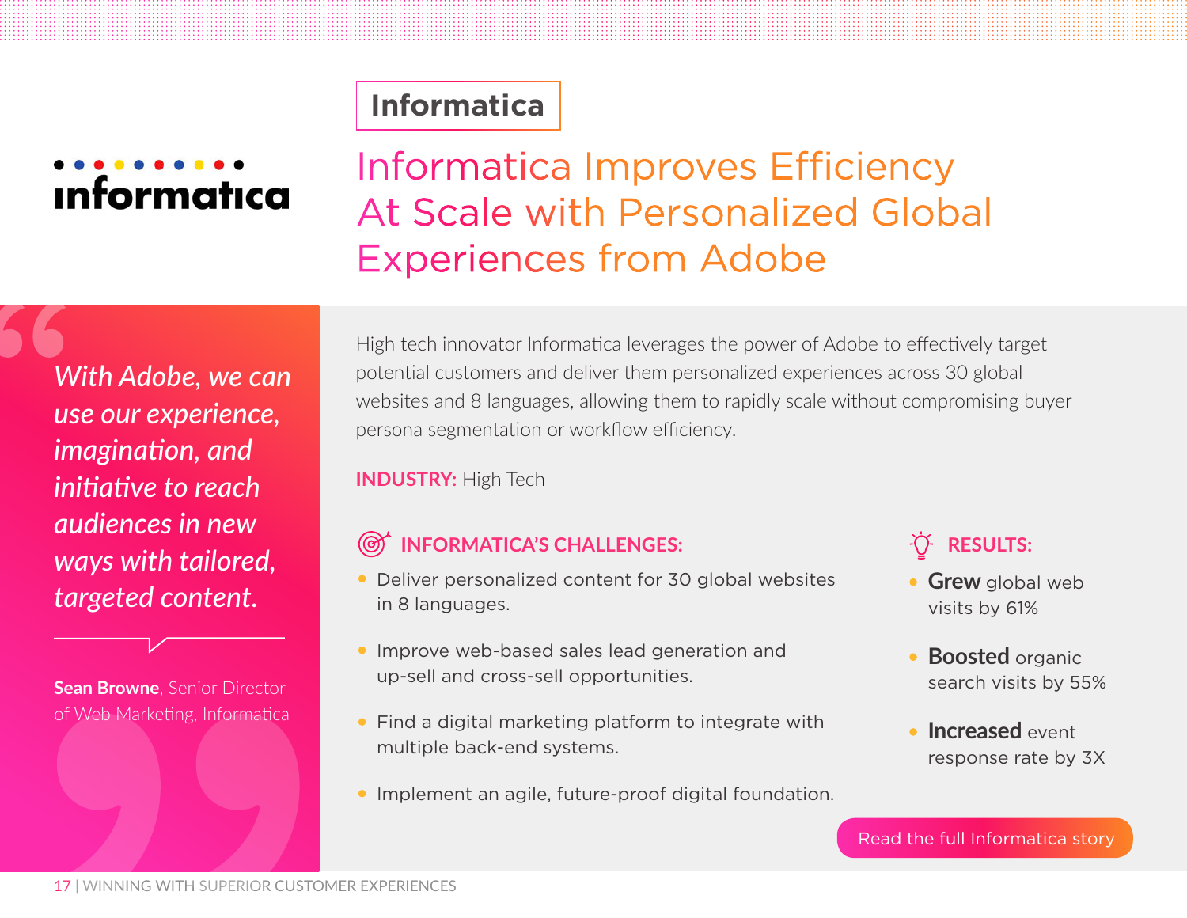Informatica

# Informatica Improves Efficiency At Scale with Personalized Global Experiences from Adobe

*With Adobe, we can use our experience, imagination, and initiative to reach audiences in new ways with tailored, targeted content.*

**Sean Browne**, Senior Director of Web Marketing, Informatica

High tech innovator Informatica leverages the power of Adobe to effectively target potential customers and deliver them personalized experiences across 30 global websites and 8 languages, allowing them to rapidly scale without compromising buyer persona segmentation or workflow efficiency.

**INDUSTRY:** High Tech

### INFORMATICA'S CHALLENGES:

- Deliver personalized content for 30 global websites in 8 languages.
- Improve web-based sales lead generation and up-sell and cross-sell opportunities.
- Find a digital marketing platform to integrate with multiple back-end systems.
- Implement an agile, future-proof digital foundation.

### RESULTS:

- **Grew** global web visits by 61%
- **Boosted** organic search visits by 55%
- **Increased** event response rate by 3X

Read the full Informatica story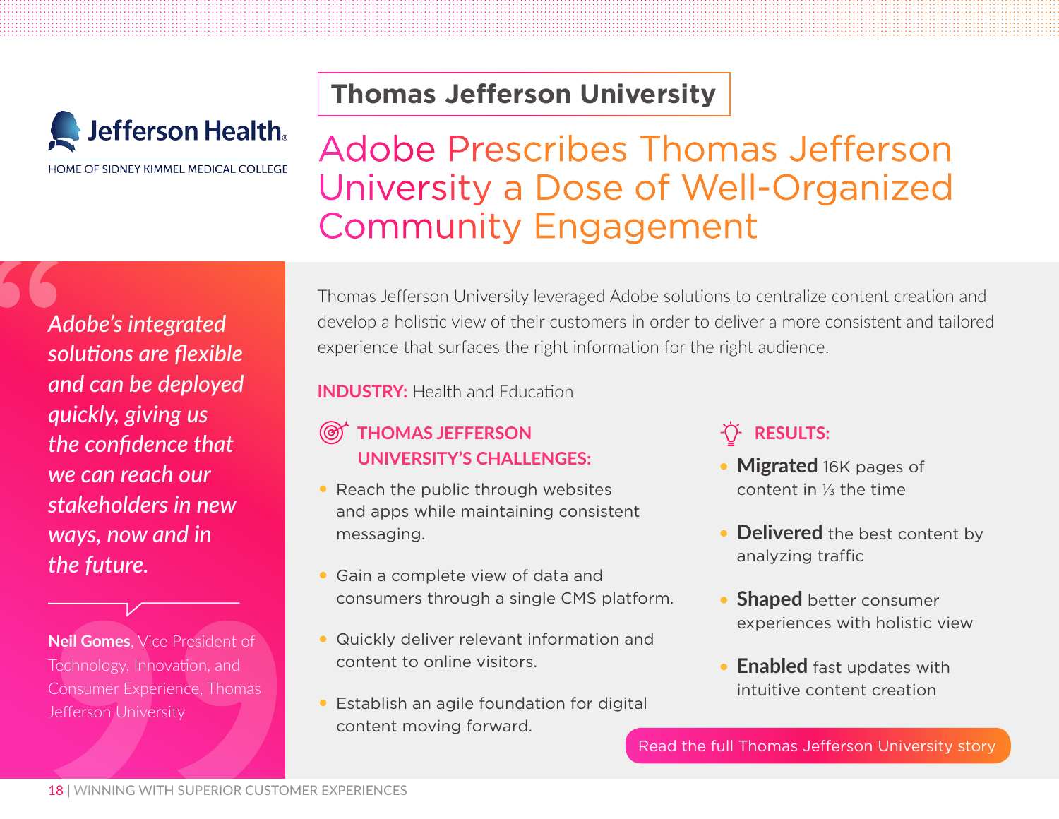Jefferson Health

HOME OF SIDNEY KIMMEL MEDICAL COLLEGE

## Thomas Jefferson University

# Adobe Prescribes Thomas Jefferson University a Dose of Well-Organized Community Engagement

*Adobe's integrated solutions are flexible and can be deployed quickly, giving us the confidence that we can reach our stakeholders in new ways, now and in the future.*

**Neil Gomes**, Vice President of Technology, Innovation, and Consumer Experience, Thomas Jefferson University

Thomas Jefferson University leveraged Adobe solutions to centralize content creation and develop a holistic view of their customers in order to deliver a more consistent and tailored experience that surfaces the right information for the right audience.

**INDUSTRY:** Health and Education

### THOMAS JEFFERSON UNIVERSITY'S CHALLENGES:

- Reach the public through websites and apps while maintaining consistent messaging.
- Gain a complete view of data and consumers through a single CMS platform.
- Quickly deliver relevant information and content to online visitors.
- Establish an agile foundation for digital content moving forward.

### RESULTS:

- **Migrated** 16K pages of content in ⅓ the time
- **Delivered** the best content by analyzing traffic
- **Shaped** better consumer experiences with holistic view
- **Enabled** fast updates with intuitive content creation

Read the full Thomas Jefferson University story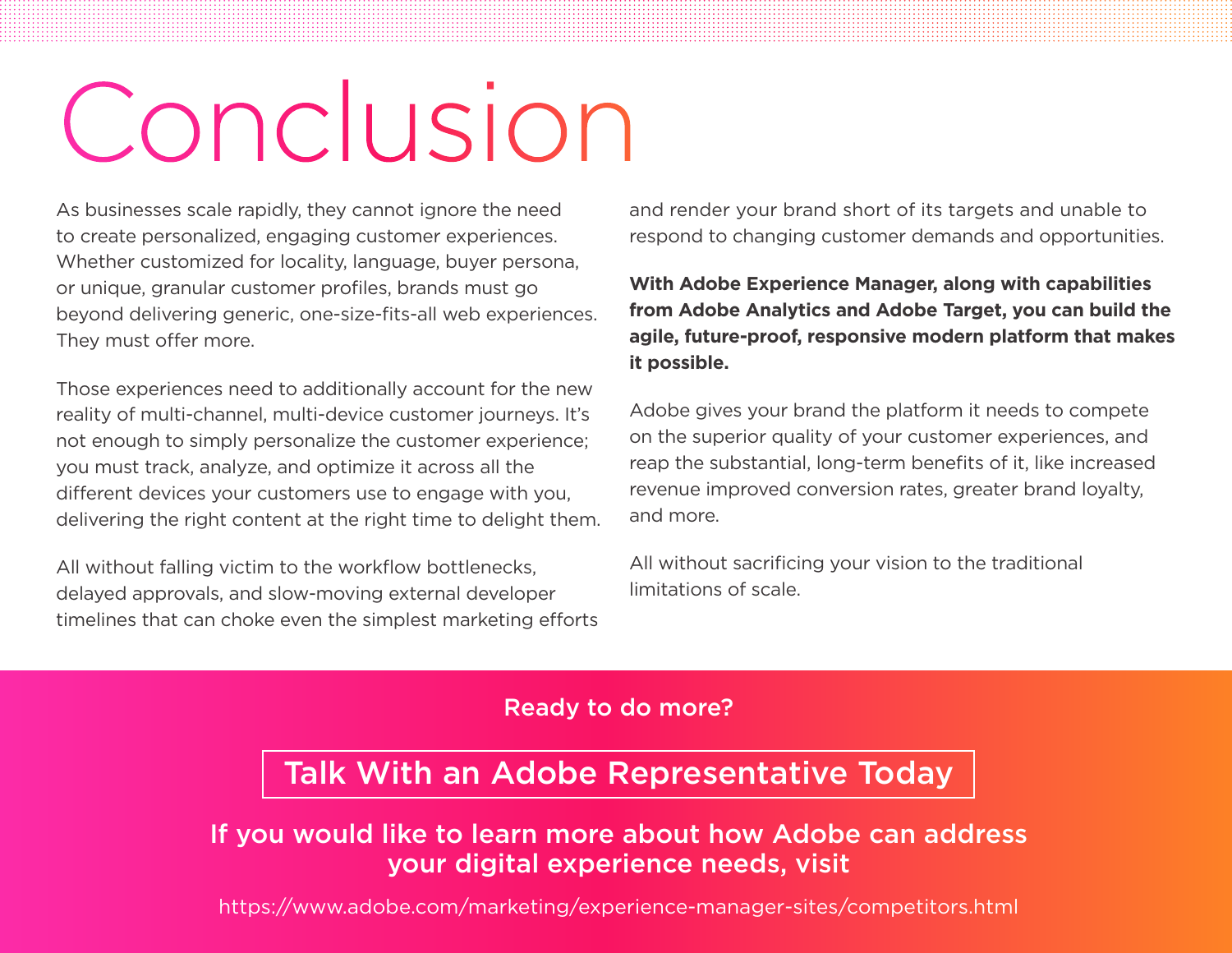# Conclusion

As businesses scale rapidly, they cannot ignore the need to create personalized, engaging customer experiences. Whether customized for locality, language, buyer persona, or unique, granular customer profiles, brands must go beyond delivering generic, one-size-fits-all web experiences. They must offer more.

Those experiences need to additionally account for the new reality of multi-channel, multi-device customer journeys. It's not enough to simply personalize the customer experience; you must track, analyze, and optimize it across all the different devices your customers use to engage with you, delivering the right content at the right time to delight them.

All without falling victim to the workflow bottlenecks, delayed approvals, and slow-moving external developer timelines that can choke even the simplest marketing efforts and render your brand short of its targets and unable to respond to changing customer demands and opportunities.

**With Adobe Experience Manager, along with capabilities from Adobe Analytics and Adobe Target, you can build the agile, future-proof, responsive modern platform that makes it possible.**

Adobe gives your brand the platform it needs to compete on the superior quality of your customer experiences, and reap the substantial, long-term benefits of it, like increased revenue improved conversion rates, greater brand loyalty, and more.

All without sacrificing your vision to the traditional limitations of scale.

**Ready to do more?**

## Talk With an Adobe Representative Today

**If you would like to learn more about how Adobe can address your digital experience needs, visit**

https://www.adobe.com/marketing/experience-manager-sites/competitors.html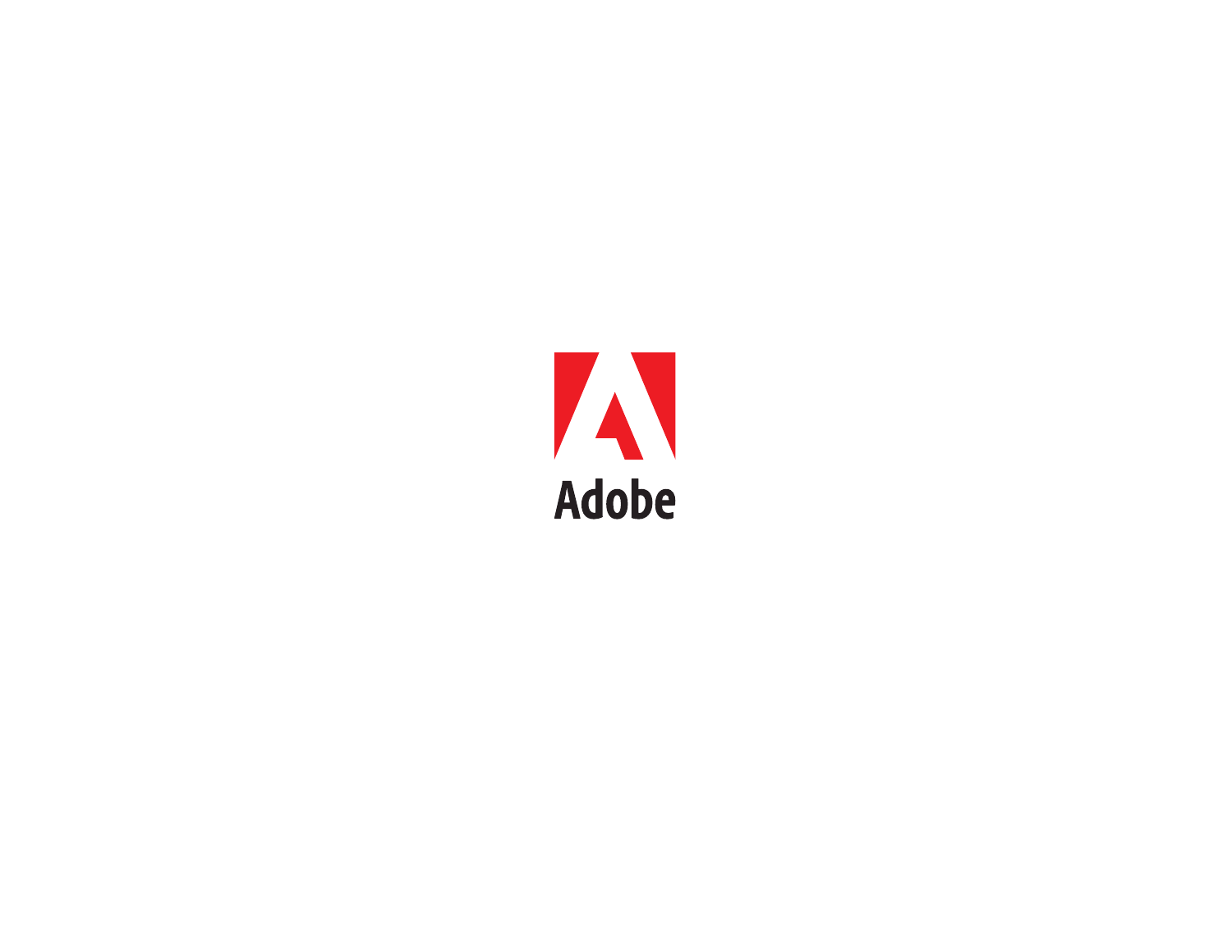Adobe